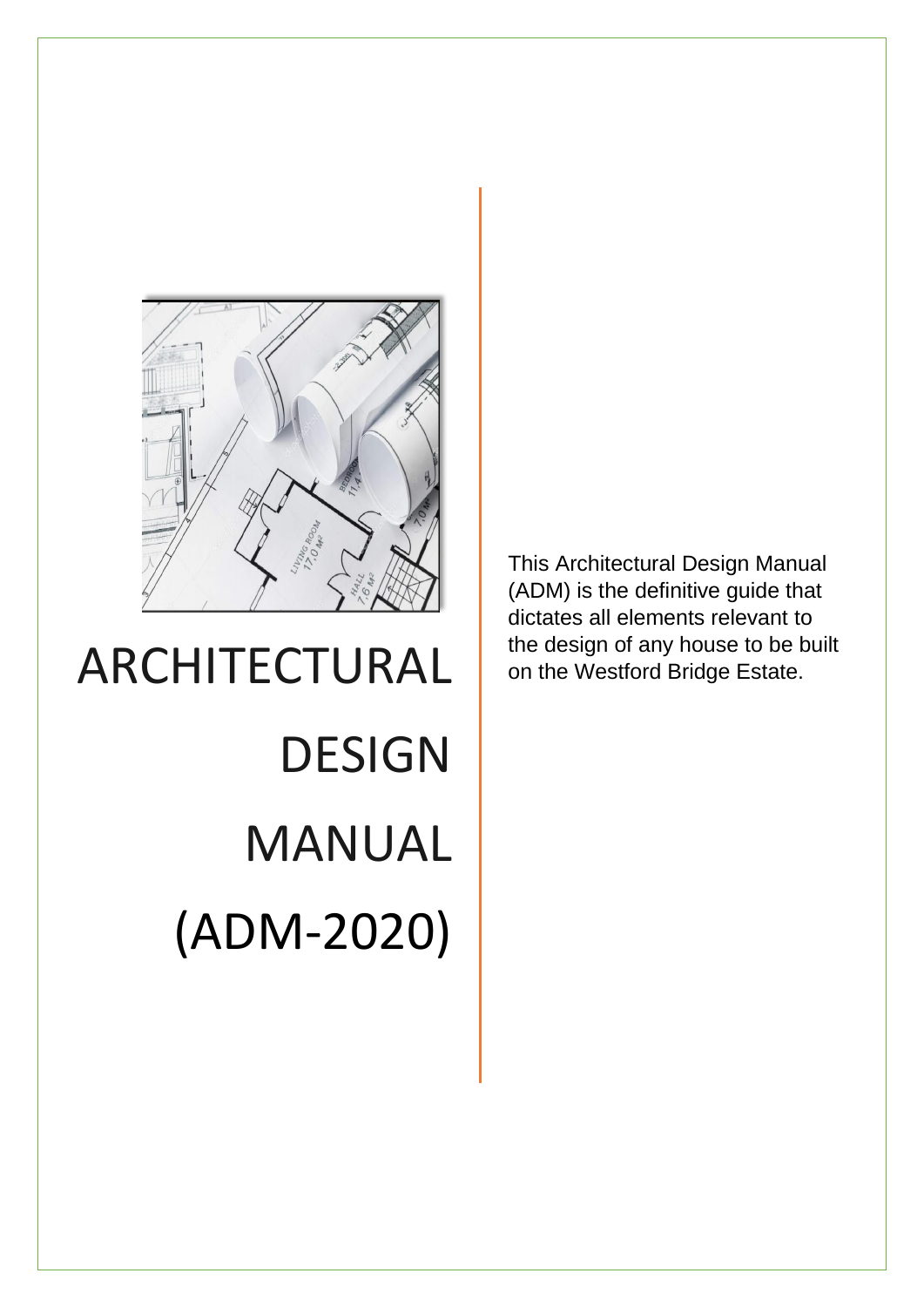# ARCHITECTURAL DESIGN MANUAL (ADM-2020)

This Architectural Design Manual (ADM) is the definitive guide that dictates all elements relevant to the design of any house to be built on the Westford Bridge Estate.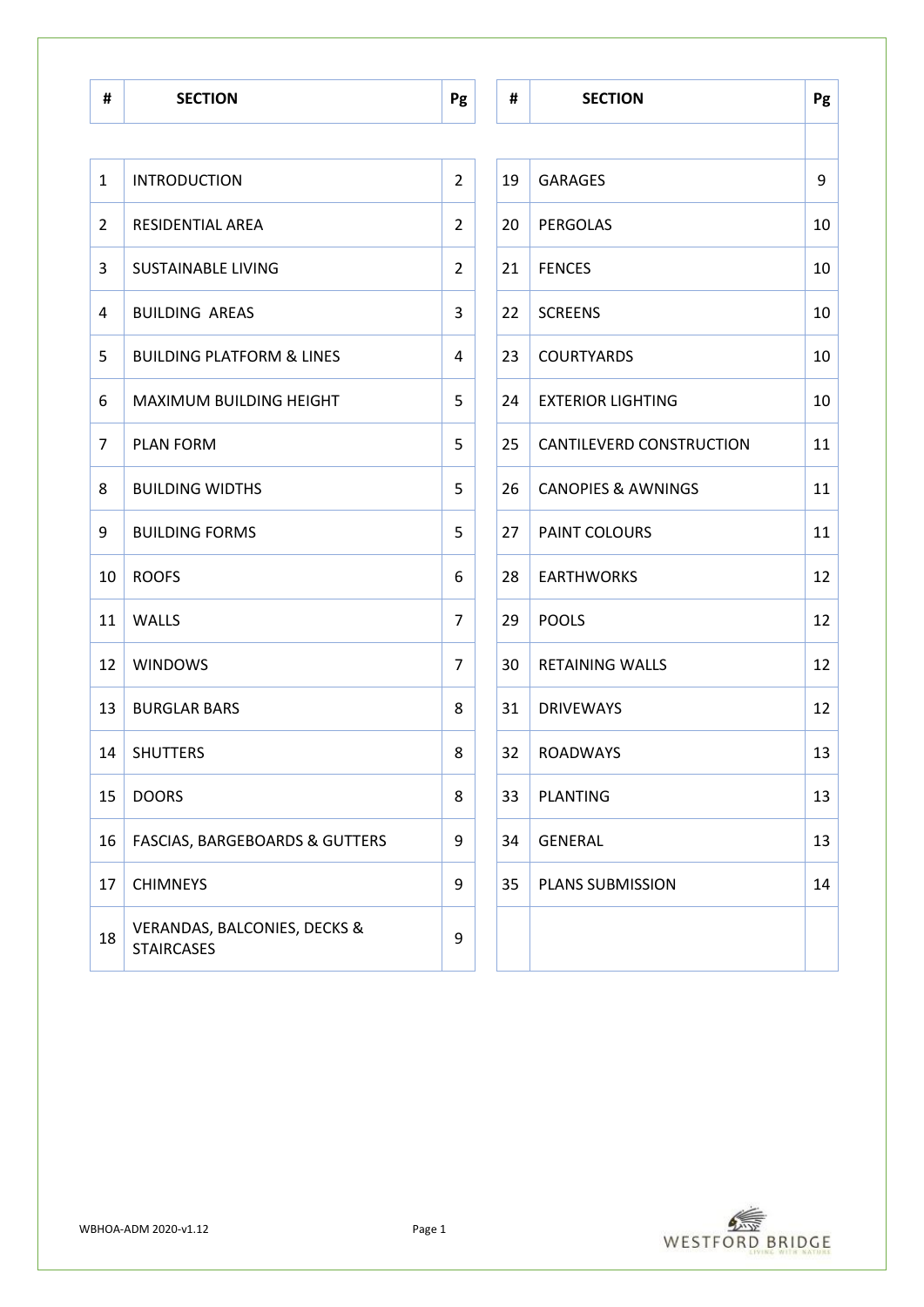| # | SECTION | Pg |
|---|---|---|
| 1 | INTRODUCTION | 2 |
| 2 | RESIDENTIAL AREA | 2 |
| 3 | SUSTAINABLE LIVING | 2 |
| 4 | BUILDING AREAS | 3 |
| 5 | BUILDING PLATFORM & LINES | 4 |
| 6 | MAXIMUM BUILDING HEIGHT | 5 |
| 7 | PLAN FORM | 5 |
| 8 | BUILDING WIDTHS | 5 |
| 9 | BUILDING FORMS | 5 |
| 10 | ROOFS | 6 |
| 11 | WALLS | 7 |
| 12 | WINDOWS | 7 |
| 13 | BURGLAR BARS | 8 |
| 14 | SHUTTERS | 8 |
| 15 | DOORS | 8 |
| 16 | FASCIAS, BARGEBOARDS & GUTTERS | 9 |
| 17 | CHIMNEYS | 9 |
| 18 | VERANDAS, BALCONIES, DECKS & STAIRCASES | 9 |

| # | SECTION | Pg |
|---|---|---|
| 19 | GARAGES | 9 |
| 20 | PERGOLAS | 10 |
| 21 | FENCES | 10 |
| 22 | SCREENS | 10 |
| 23 | COURTYARDS | 10 |
| 24 | EXTERIOR LIGHTING | 10 |
| 25 | CANTILEVERD CONSTRUCTION | 11 |
| 26 | CANOPIES & AWNINGS | 11 |
| 27 | PAINT COLOURS | 11 |
| 28 | EARTHWORKS | 12 |
| 29 | POOLS | 12 |
| 30 | RETAINING WALLS | 12 |
| 31 | DRIVEWAYS | 12 |
| 32 | ROADWAYS | 13 |
| 33 | PLANTING | 13 |
| 34 | GENERAL | 13 |
| 35 | PLANS SUBMISSION | 14 |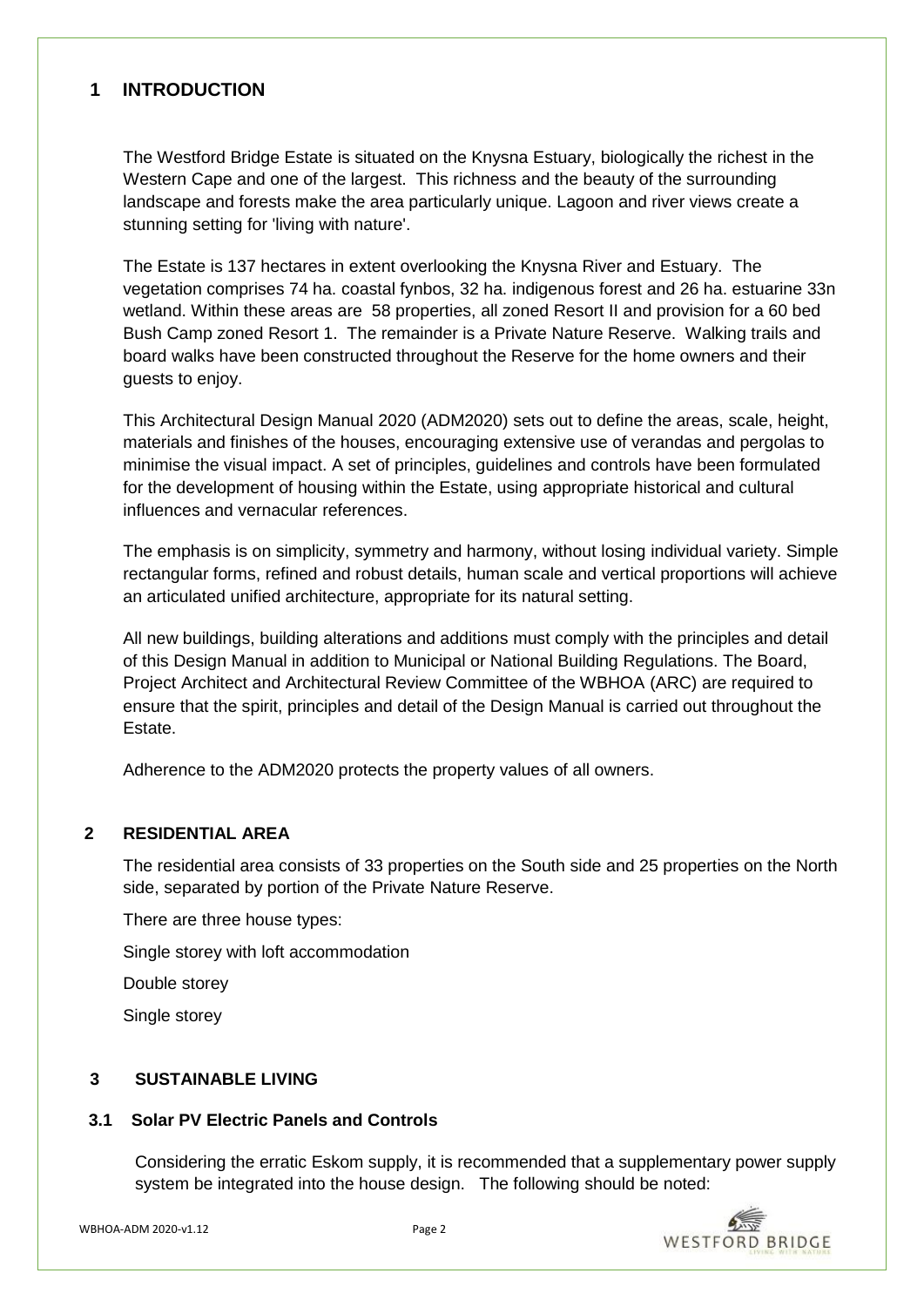# 1 INTRODUCTION

The Westford Bridge Estate is situated on the Knysna Estuary, biologically the richest in the Western Cape and one of the largest. This richness and the beauty of the surrounding landscape and forests make the area particularly unique. Lagoon and river views create a stunning setting for 'living with nature'.

The Estate is 137 hectares in extent overlooking the Knysna River and Estuary. The vegetation comprises 74 ha. coastal fynbos, 32 ha. indigenous forest and 26 ha. estuarine 33n wetland. Within these areas are 58 properties, all zoned Resort II and provision for a 60 bed Bush Camp zoned Resort 1. The remainder is a Private Nature Reserve. Walking trails and board walks have been constructed throughout the Reserve for the home owners and their guests to enjoy.

This Architectural Design Manual 2020 (ADM2020) sets out to define the areas, scale, height, materials and finishes of the houses, encouraging extensive use of verandas and pergolas to minimise the visual impact. A set of principles, guidelines and controls have been formulated for the development of housing within the Estate, using appropriate historical and cultural influences and vernacular references.

The emphasis is on simplicity, symmetry and harmony, without losing individual variety. Simple rectangular forms, refined and robust details, human scale and vertical proportions will achieve an articulated unified architecture, appropriate for its natural setting.

All new buildings, building alterations and additions must comply with the principles and detail of this Design Manual in addition to Municipal or National Building Regulations. The Board, Project Architect and Architectural Review Committee of the WBHOA (ARC) are required to ensure that the spirit, principles and detail of the Design Manual is carried out throughout the Estate.

Adherence to the ADM2020 protects the property values of all owners.

# 2 RESIDENTIAL AREA

The residential area consists of 33 properties on the South side and 25 properties on the North side, separated by portion of the Private Nature Reserve.

There are three house types:

Single storey with loft accommodation

Double storey

Single storey

# 3 SUSTAINABLE LIVING

## 3.1 Solar PV Electric Panels and Controls

Considering the erratic Eskom supply, it is recommended that a supplementary power supply system be integrated into the house design. The following should be noted: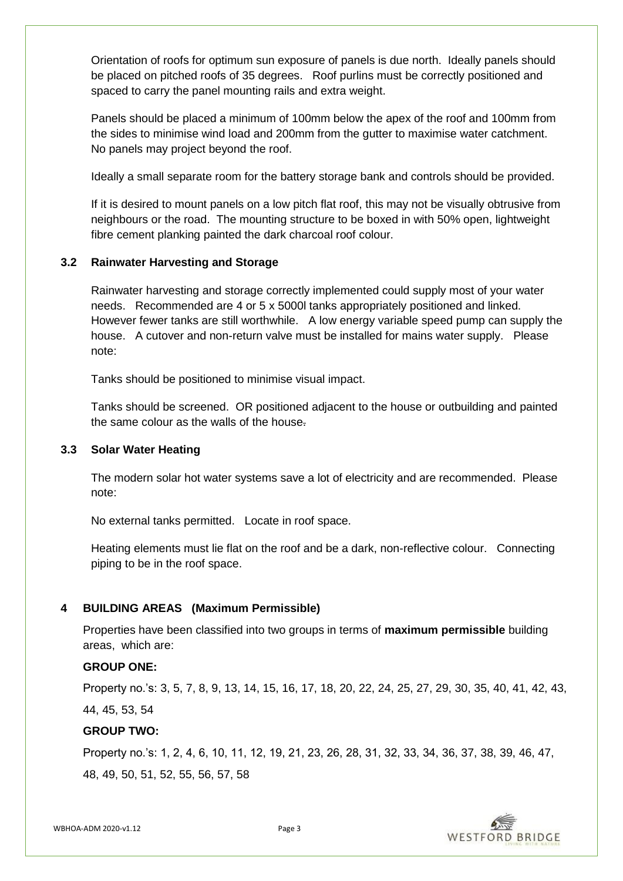Orientation of roofs for optimum sun exposure of panels is due north. Ideally panels should be placed on pitched roofs of 35 degrees. Roof purlins must be correctly positioned and spaced to carry the panel mounting rails and extra weight.

Panels should be placed a minimum of 100mm below the apex of the roof and 100mm from the sides to minimise wind load and 200mm from the gutter to maximise water catchment. No panels may project beyond the roof.

Ideally a small separate room for the battery storage bank and controls should be provided.

If it is desired to mount panels on a low pitch flat roof, this may not be visually obtrusive from neighbours or the road. The mounting structure to be boxed in with 50% open, lightweight fibre cement planking painted the dark charcoal roof colour.

### 3.2 Rainwater Harvesting and Storage

Rainwater harvesting and storage correctly implemented could supply most of your water needs. Recommended are 4 or 5 x 5000l tanks appropriately positioned and linked. However fewer tanks are still worthwhile. A low energy variable speed pump can supply the house. A cutover and non-return valve must be installed for mains water supply. Please note:

Tanks should be positioned to minimise visual impact.

Tanks should be screened. OR positioned adjacent to the house or outbuilding and painted the same colour as the walls of the house.

### 3.3 Solar Water Heating

The modern solar hot water systems save a lot of electricity and are recommended. Please note:

No external tanks permitted. Locate in roof space.

Heating elements must lie flat on the roof and be a dark, non-reflective colour. Connecting piping to be in the roof space.

## 4 BUILDING AREAS (Maximum Permissible)

Properties have been classified into two groups in terms of **maximum permissible** building areas, which are:

**GROUP ONE:**

Property no.'s: 3, 5, 7, 8, 9, 13, 14, 15, 16, 17, 18, 20, 22, 24, 25, 27, 29, 30, 35, 40, 41, 42, 43, 44, 45, 53, 54

**GROUP TWO:**

Property no.'s: 1, 2, 4, 6, 10, 11, 12, 19, 21, 23, 26, 28, 31, 32, 33, 34, 36, 37, 38, 39, 46, 47, 48, 49, 50, 51, 52, 55, 56, 57, 58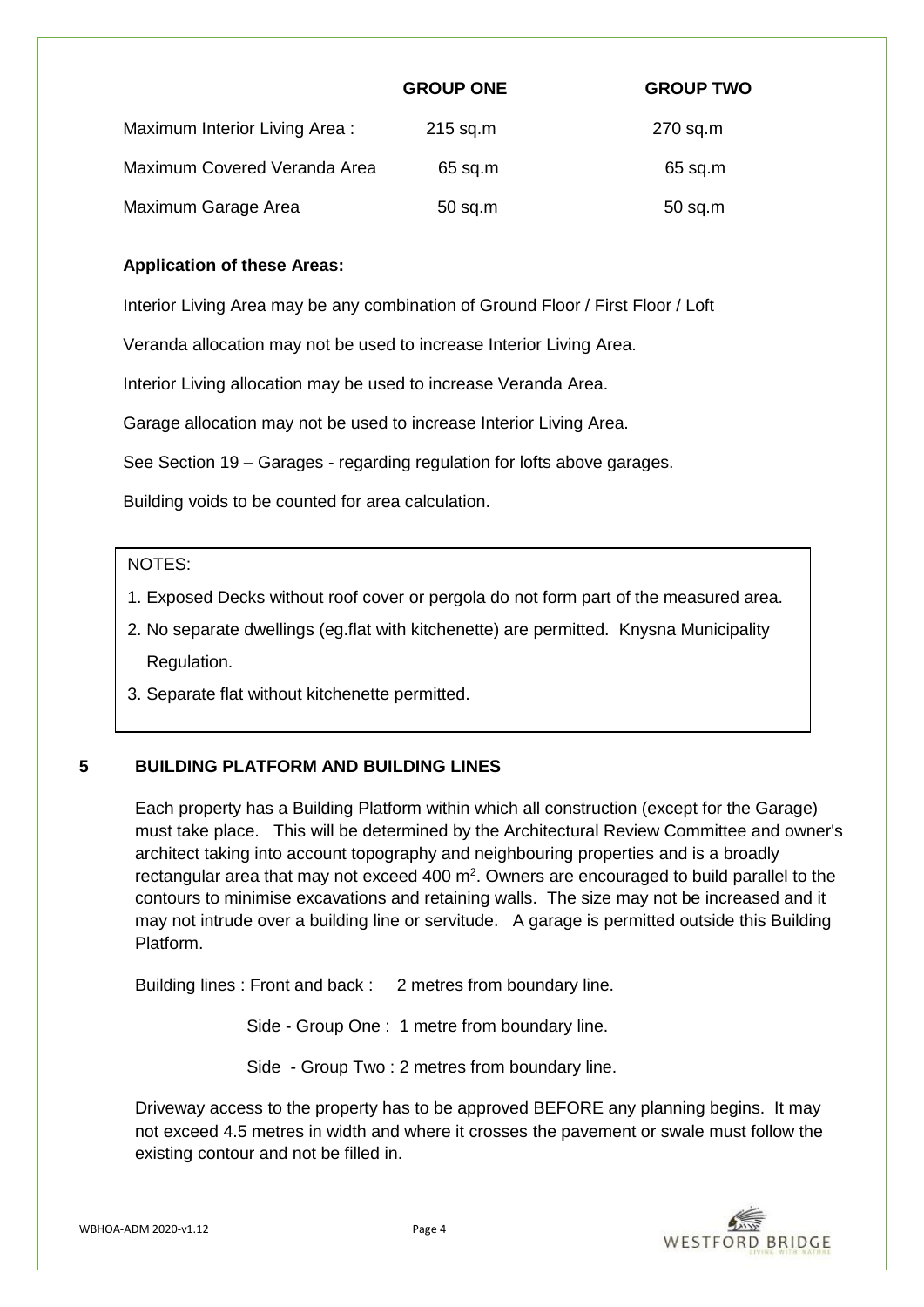| | GROUP ONE | GROUP TWO |
|---|---|---|
| Maximum Interior Living Area : | 215 sq.m | 270 sq.m |
| Maximum Covered Veranda Area | 65 sq.m | 65 sq.m |
| Maximum Garage Area | 50 sq.m | 50 sq.m |

**Application of these Areas:**

Interior Living Area may be any combination of Ground Floor / First Floor / Loft

Veranda allocation may not be used to increase Interior Living Area.

Interior Living allocation may be used to increase Veranda Area.

Garage allocation may not be used to increase Interior Living Area.

See Section 19 – Garages - regarding regulation for lofts above garages.

Building voids to be counted for area calculation.

NOTES:

1. Exposed Decks without roof cover or pergola do not form part of the measured area.
2. No separate dwellings (eg.flat with kitchenette) are permitted. Knysna Municipality Regulation.
3. Separate flat without kitchenette permitted.

## 5 BUILDING PLATFORM AND BUILDING LINES

Each property has a Building Platform within which all construction (except for the Garage) must take place. This will be determined by the Architectural Review Committee and owner's architect taking into account topography and neighbouring properties and is a broadly rectangular area that may not exceed 400 $m^2$. Owners are encouraged to build parallel to the contours to minimise excavations and retaining walls. The size may not be increased and it may not intrude over a building line or servitude. A garage is permitted outside this Building Platform.

Building lines : Front and back : 2 metres from boundary line.

Side - Group One : 1 metre from boundary line.

Side - Group Two : 2 metres from boundary line.

Driveway access to the property has to be approved BEFORE any planning begins. It may not exceed 4.5 metres in width and where it crosses the pavement or swale must follow the existing contour and not be filled in.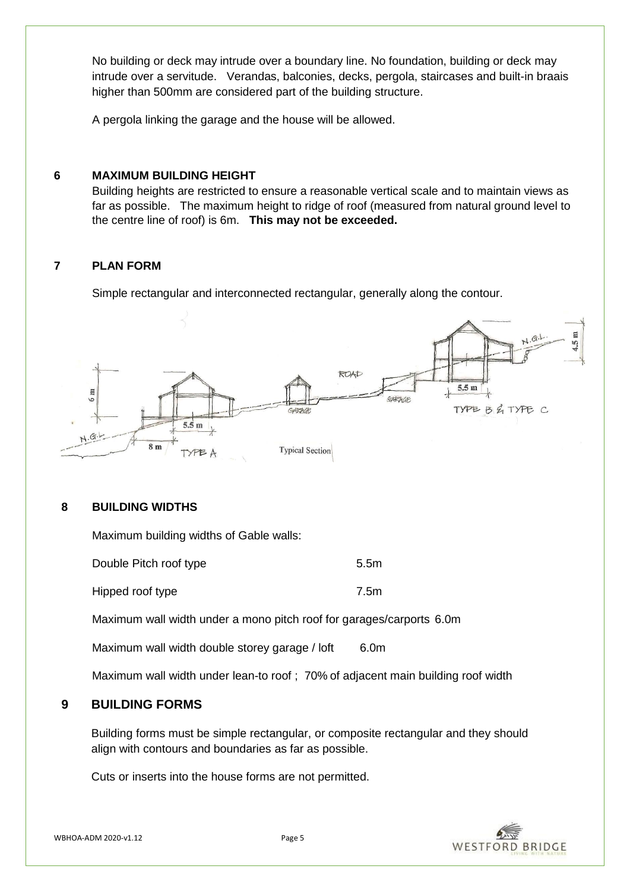No building or deck may intrude over a boundary line. No foundation, building or deck may intrude over a servitude. Verandas, balconies, decks, pergola, staircases and built-in braais higher than 500mm are considered part of the building structure.

A pergola linking the garage and the house will be allowed.

## 6 MAXIMUM BUILDING HEIGHT

Building heights are restricted to ensure a reasonable vertical scale and to maintain views as far as possible. The maximum height to ridge of roof (measured from natural ground level to the centre line of roof) is 6m. **This may not be exceeded.**

## 7 PLAN FORM

Simple rectangular and interconnected rectangular, generally along the contour.

6 m
N.G.L.
5.5 m
8 m
TYPE A
GARAGE
Typical Section
ROAD
GARAGE
5.5 m
N.G.L.
4.5 m
TYPE B & TYPE C

## 8 BUILDING WIDTHS

Maximum building widths of Gable walls:

| | |
|---|---|
| Double Pitch roof type | 5.5m |
| Hipped roof type | 7.5m |

Maximum wall width under a mono pitch roof for garages/carports 6.0m

Maximum wall width double storey garage / loft 6.0m

Maximum wall width under lean-to roof ; 70% of adjacent main building roof width

## 9 BUILDING FORMS

Building forms must be simple rectangular, or composite rectangular and they should align with contours and boundaries as far as possible.

Cuts or inserts into the house forms are not permitted.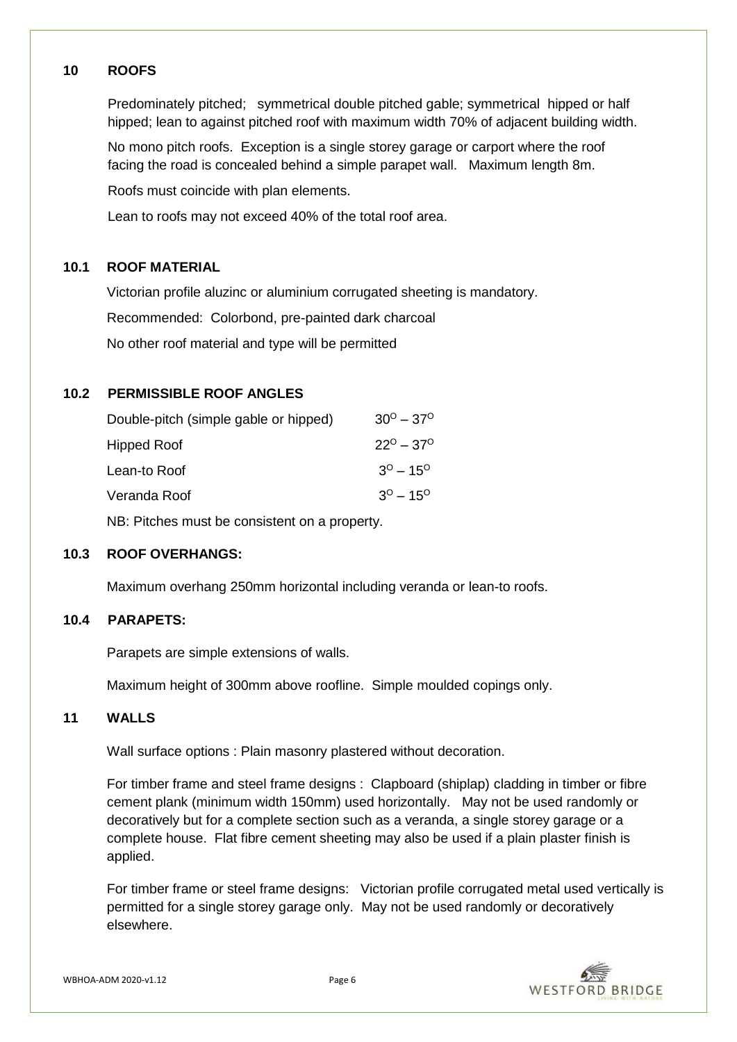## 10 ROOFS

Predominately pitched; symmetrical double pitched gable; symmetrical hipped or half hipped; lean to against pitched roof with maximum width 70% of adjacent building width.

No mono pitch roofs. Exception is a single storey garage or carport where the roof facing the road is concealed behind a simple parapet wall. Maximum length 8m.

Roofs must coincide with plan elements.

Lean to roofs may not exceed 40% of the total roof area.

### 10.1 ROOF MATERIAL

Victorian profile aluzinc or aluminium corrugated sheeting is mandatory.

Recommended: Colorbond, pre-painted dark charcoal

No other roof material and type will be permitted

### 10.2 PERMISSIBLE ROOF ANGLES

| | |
|---|---|
| Double-pitch (simple gable or hipped) | $30^{O} – 37^{O}$ |
| Hipped Roof | $22^{O} – 37^{O}$ |
| Lean-to Roof | $3^{O} – 15^{O}$ |
| Veranda Roof | $3^{O} – 15^{O}$ |

NB: Pitches must be consistent on a property.

### 10.3 ROOF OVERHANGS:

Maximum overhang 250mm horizontal including veranda or lean-to roofs.

### 10.4 PARAPETS:

Parapets are simple extensions of walls.

Maximum height of 300mm above roofline. Simple moulded copings only.

## 11 WALLS

Wall surface options : Plain masonry plastered without decoration.

For timber frame and steel frame designs : Clapboard (shiplap) cladding in timber or fibre cement plank (minimum width 150mm) used horizontally. May not be used randomly or decoratively but for a complete section such as a veranda, a single storey garage or a complete house. Flat fibre cement sheeting may also be used if a plain plaster finish is applied.

For timber frame or steel frame designs: Victorian profile corrugated metal used vertically is permitted for a single storey garage only. May not be used randomly or decoratively elsewhere.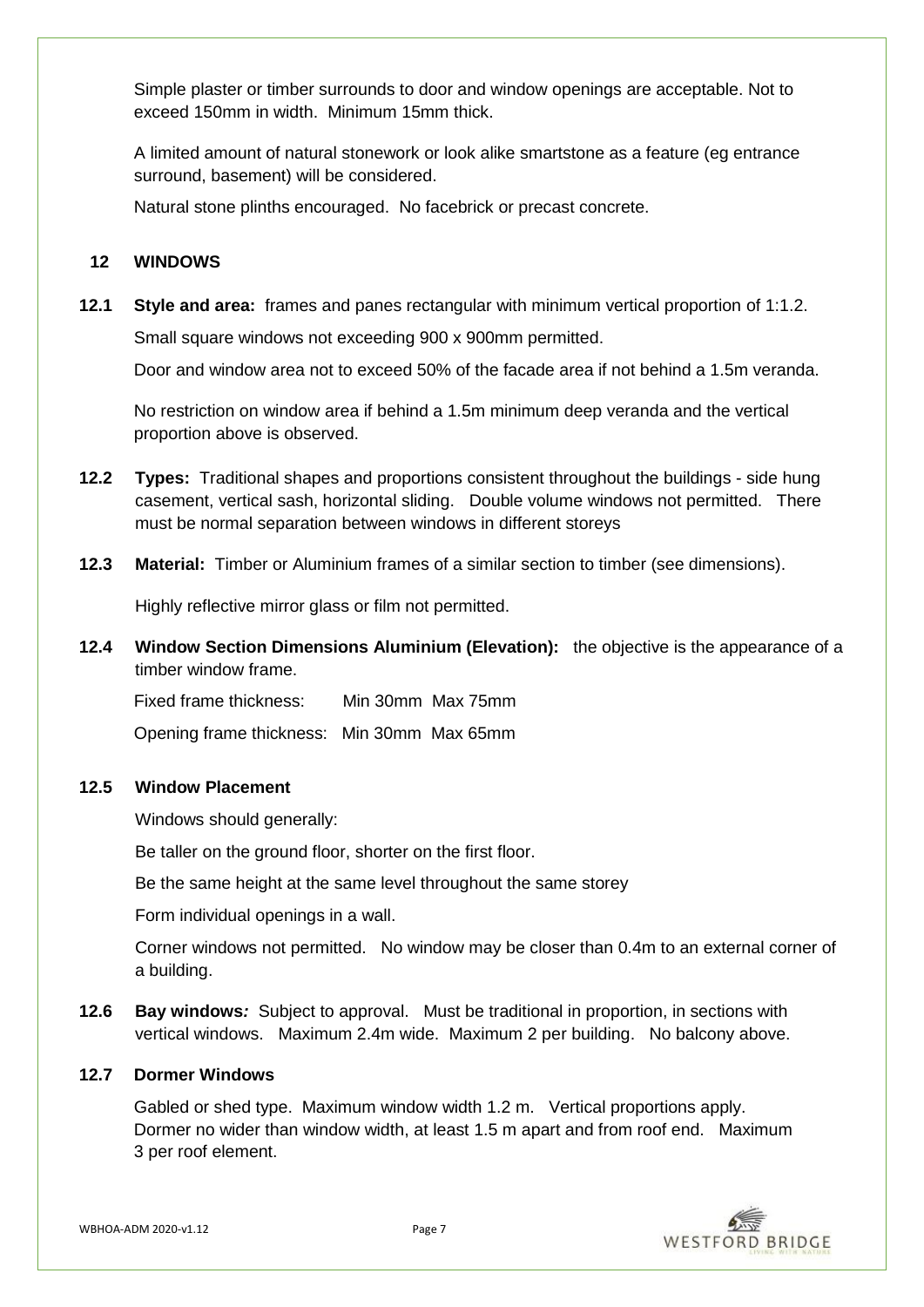Simple plaster or timber surrounds to door and window openings are acceptable. Not to exceed 150mm in width. Minimum 15mm thick.

A limited amount of natural stonework or look alike smartstone as a feature (eg entrance surround, basement) will be considered.

Natural stone plinths encouraged. No facebrick or precast concrete.

## 12 WINDOWS

**12.1 Style and area:** frames and panes rectangular with minimum vertical proportion of 1:1.2.

Small square windows not exceeding 900 x 900mm permitted.

Door and window area not to exceed 50% of the facade area if not behind a 1.5m veranda.

No restriction on window area if behind a 1.5m minimum deep veranda and the vertical proportion above is observed.

**12.2 Types:** Traditional shapes and proportions consistent throughout the buildings - side hung casement, vertical sash, horizontal sliding. Double volume windows not permitted. There must be normal separation between windows in different storeys

**12.3 Material:** Timber or Aluminium frames of a similar section to timber (see dimensions).

Highly reflective mirror glass or film not permitted.

**12.4 Window Section Dimensions Aluminium (Elevation):** the objective is the appearance of a timber window frame.

Fixed frame thickness: Min 30mm Max 75mm

Opening frame thickness: Min 30mm Max 65mm

**12.5 Window Placement**

Windows should generally:

Be taller on the ground floor, shorter on the first floor.

Be the same height at the same level throughout the same storey

Form individual openings in a wall.

Corner windows not permitted. No window may be closer than 0.4m to an external corner of a building.

**12.6 Bay windows*:*** Subject to approval. Must be traditional in proportion, in sections with vertical windows. Maximum 2.4m wide. Maximum 2 per building. No balcony above.

**12.7 Dormer Windows**

Gabled or shed type. Maximum window width 1.2 m. Vertical proportions apply. Dormer no wider than window width, at least 1.5 m apart and from roof end. Maximum 3 per roof element.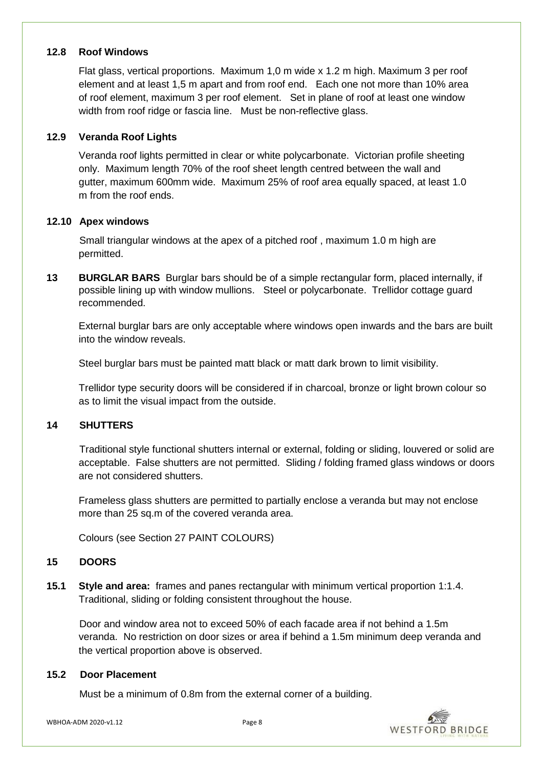### 12.8 Roof Windows

Flat glass, vertical proportions. Maximum 1,0 m wide x 1.2 m high. Maximum 3 per roof element and at least 1,5 m apart and from roof end. Each one not more than 10% area of roof element, maximum 3 per roof element. Set in plane of roof at least one window width from roof ridge or fascia line. Must be non-reflective glass.

### 12.9 Veranda Roof Lights

Veranda roof lights permitted in clear or white polycarbonate. Victorian profile sheeting only. Maximum length 70% of the roof sheet length centred between the wall and gutter, maximum 600mm wide. Maximum 25% of roof area equally spaced, at least 1.0 m from the roof ends.

### 12.10 Apex windows

Small triangular windows at the apex of a pitched roof , maximum 1.0 m high are permitted.

## 13 BURGLAR BARS

Burglar bars should be of a simple rectangular form, placed internally, if possible lining up with window mullions. Steel or polycarbonate. Trellidor cottage guard recommended.

External burglar bars are only acceptable where windows open inwards and the bars are built into the window reveals.

Steel burglar bars must be painted matt black or matt dark brown to limit visibility.

Trellidor type security doors will be considered if in charcoal, bronze or light brown colour so as to limit the visual impact from the outside.

## 14 SHUTTERS

Traditional style functional shutters internal or external, folding or sliding, louvered or solid are acceptable. False shutters are not permitted. Sliding / folding framed glass windows or doors are not considered shutters.

Frameless glass shutters are permitted to partially enclose a veranda but may not enclose more than 25 sq.m of the covered veranda area.

Colours (see Section 27 PAINT COLOURS)

## 15 DOORS

### 15.1 Style and area:

**Style and area:** frames and panes rectangular with minimum vertical proportion 1:1.4. Traditional, sliding or folding consistent throughout the house.

Door and window area not to exceed 50% of each facade area if not behind a 1.5m veranda. No restriction on door sizes or area if behind a 1.5m minimum deep veranda and the vertical proportion above is observed.

### 15.2 Door Placement

Must be a minimum of 0.8m from the external corner of a building.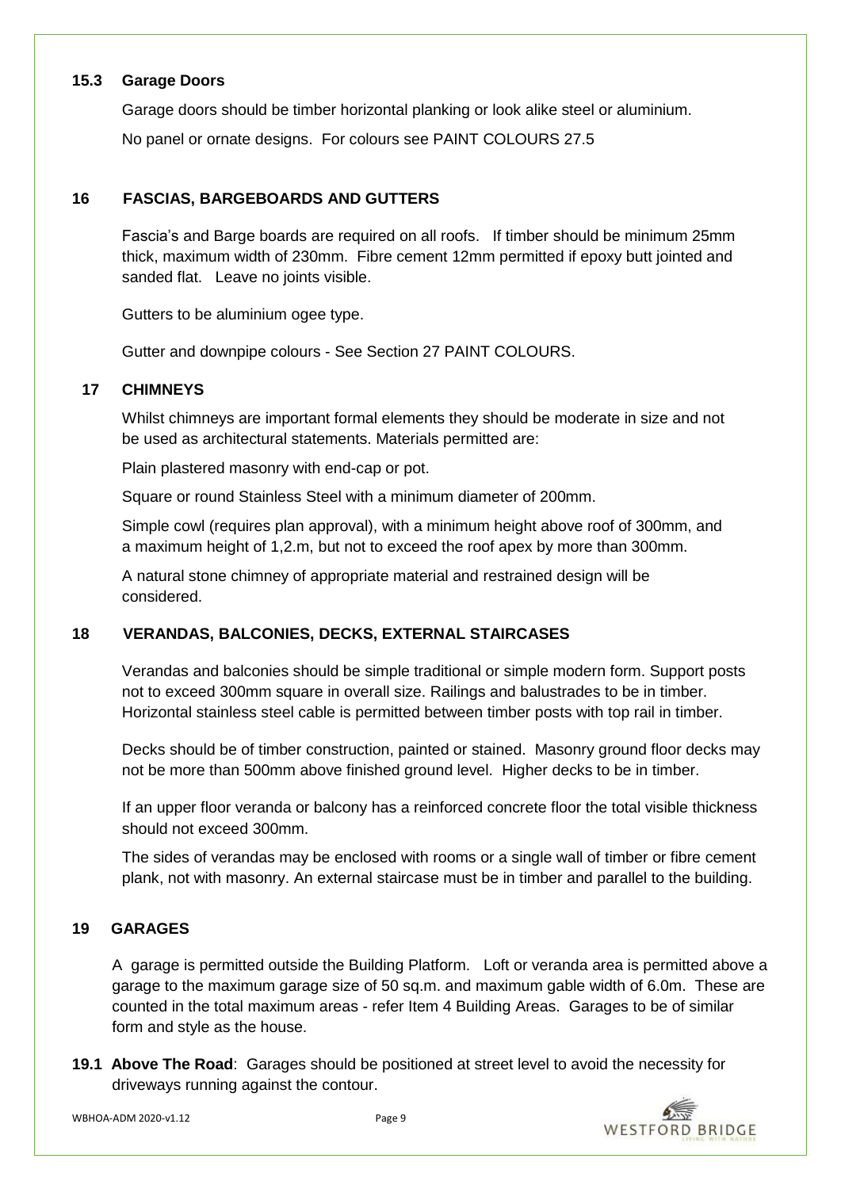### 15.3 Garage Doors

Garage doors should be timber horizontal planking or look alike steel or aluminium.

No panel or ornate designs. For colours see PAINT COLOURS 27.5

## 16 FASCIAS, BARGEBOARDS AND GUTTERS

Fascia's and Barge boards are required on all roofs. If timber should be minimum 25mm thick, maximum width of 230mm. Fibre cement 12mm permitted if epoxy butt jointed and sanded flat. Leave no joints visible.

Gutters to be aluminium ogee type.

Gutter and downpipe colours - See Section 27 PAINT COLOURS.

## 17 CHIMNEYS

Whilst chimneys are important formal elements they should be moderate in size and not be used as architectural statements. Materials permitted are:

Plain plastered masonry with end-cap or pot.

Square or round Stainless Steel with a minimum diameter of 200mm.

Simple cowl (requires plan approval), with a minimum height above roof of 300mm, and a maximum height of 1,2.m, but not to exceed the roof apex by more than 300mm.

A natural stone chimney of appropriate material and restrained design will be considered.

## 18 VERANDAS, BALCONIES, DECKS, EXTERNAL STAIRCASES

Verandas and balconies should be simple traditional or simple modern form. Support posts not to exceed 300mm square in overall size. Railings and balustrades to be in timber. Horizontal stainless steel cable is permitted between timber posts with top rail in timber.

Decks should be of timber construction, painted or stained. Masonry ground floor decks may not be more than 500mm above finished ground level. Higher decks to be in timber.

If an upper floor veranda or balcony has a reinforced concrete floor the total visible thickness should not exceed 300mm.

The sides of verandas may be enclosed with rooms or a single wall of timber or fibre cement plank, not with masonry. An external staircase must be in timber and parallel to the building.

## 19 GARAGES

A garage is permitted outside the Building Platform. Loft or veranda area is permitted above a garage to the maximum garage size of 50 sq.m. and maximum gable width of 6.0m. These are counted in the total maximum areas - refer Item 4 Building Areas. Garages to be of similar form and style as the house.

**19.1 Above The Road**: Garages should be positioned at street level to avoid the necessity for driveways running against the contour.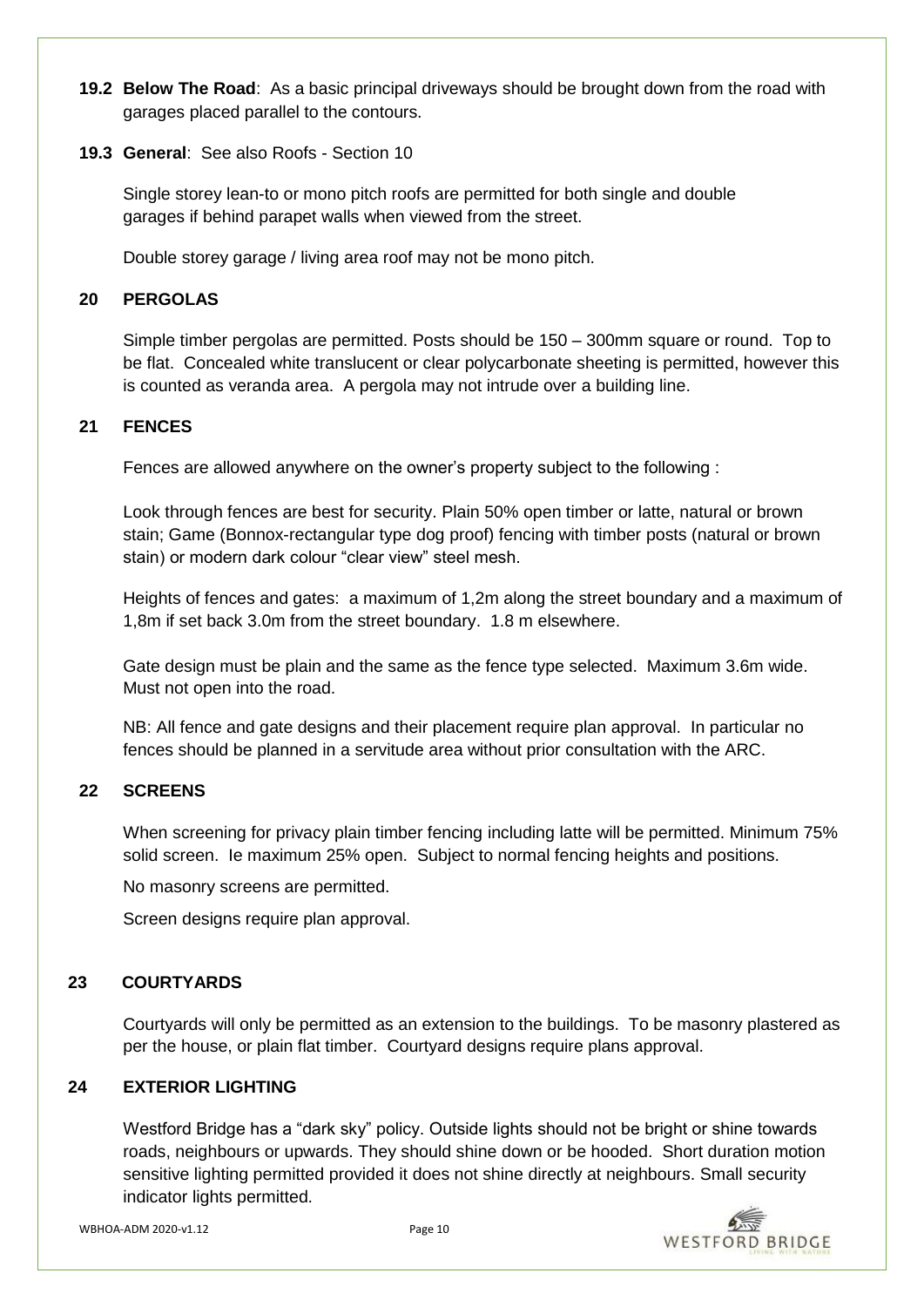**19.2 Below The Road**: As a basic principal driveways should be brought down from the road with garages placed parallel to the contours.

**19.3 General**: See also Roofs - Section 10

Single storey lean-to or mono pitch roofs are permitted for both single and double garages if behind parapet walls when viewed from the street.

Double storey garage / living area roof may not be mono pitch.

## 20 PERGOLAS

Simple timber pergolas are permitted. Posts should be 150 – 300mm square or round. Top to be flat. Concealed white translucent or clear polycarbonate sheeting is permitted, however this is counted as veranda area. A pergola may not intrude over a building line.

## 21 FENCES

Fences are allowed anywhere on the owner's property subject to the following :

Look through fences are best for security. Plain 50% open timber or latte, natural or brown stain; Game (Bonnox-rectangular type dog proof) fencing with timber posts (natural or brown stain) or modern dark colour "clear view" steel mesh.

Heights of fences and gates: a maximum of 1,2m along the street boundary and a maximum of 1,8m if set back 3.0m from the street boundary. 1.8 m elsewhere.

Gate design must be plain and the same as the fence type selected. Maximum 3.6m wide. Must not open into the road.

NB: All fence and gate designs and their placement require plan approval. In particular no fences should be planned in a servitude area without prior consultation with the ARC.

## 22 SCREENS

When screening for privacy plain timber fencing including latte will be permitted. Minimum 75% solid screen. Ie maximum 25% open. Subject to normal fencing heights and positions.

No masonry screens are permitted.

Screen designs require plan approval.

## 23 COURTYARDS

Courtyards will only be permitted as an extension to the buildings. To be masonry plastered as per the house, or plain flat timber. Courtyard designs require plans approval.

## 24 EXTERIOR LIGHTING

Westford Bridge has a "dark sky" policy. Outside lights should not be bright or shine towards roads, neighbours or upwards. They should shine down or be hooded. Short duration motion sensitive lighting permitted provided it does not shine directly at neighbours. Small security indicator lights permitted.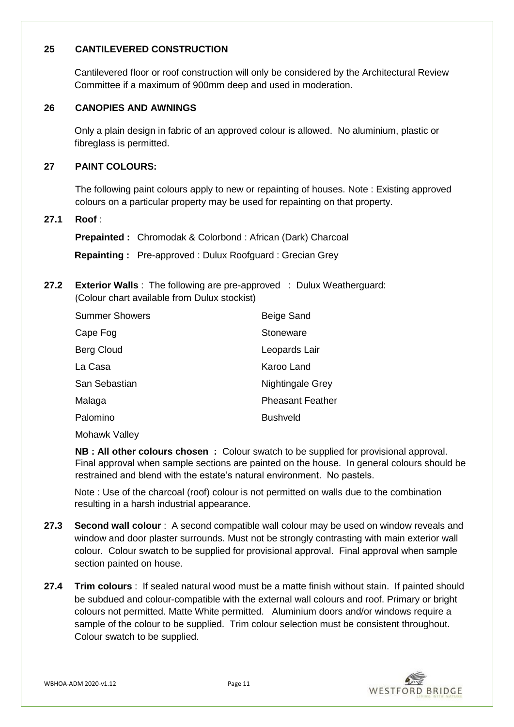## 25 CANTILEVERED CONSTRUCTION

Cantilevered floor or roof construction will only be considered by the Architectural Review Committee if a maximum of 900mm deep and used in moderation.

## 26 CANOPIES AND AWNINGS

Only a plain design in fabric of an approved colour is allowed. No aluminium, plastic or fibreglass is permitted.

## 27 PAINT COLOURS:

The following paint colours apply to new or repainting of houses. Note : Existing approved colours on a particular property may be used for repainting on that property.

### 27.1 Roof :

**Prepainted :** Chromodak & Colorbond : African (Dark) Charcoal

**Repainting :** Pre-approved : Dulux Roofguard : Grecian Grey

### 27.2 Exterior Walls : The following are pre-approved : Dulux Weatherguard:

(Colour chart available from Dulux stockist)

| | |
|---|---|
| Summer Showers | Beige Sand |
| Cape Fog | Stoneware |
| Berg Cloud | Leopards Lair |
| La Casa | Karoo Land |
| San Sebastian | Nightingale Grey |
| Malaga | Pheasant Feather |
| Palomino | Bushveld |
| Mohawk Valley | |

**NB : All other colours chosen :** Colour swatch to be supplied for provisional approval. Final approval when sample sections are painted on the house. In general colours should be restrained and blend with the estate's natural environment. No pastels.

Note : Use of the charcoal (roof) colour is not permitted on walls due to the combination resulting in a harsh industrial appearance.

**27.3 Second wall colour** : A second compatible wall colour may be used on window reveals and window and door plaster surrounds. Must not be strongly contrasting with main exterior wall colour. Colour swatch to be supplied for provisional approval. Final approval when sample section painted on house.

**27.4 Trim colours** : If sealed natural wood must be a matte finish without stain. If painted should be subdued and colour-compatible with the external wall colours and roof. Primary or bright colours not permitted. Matte White permitted. Aluminium doors and/or windows require a sample of the colour to be supplied. Trim colour selection must be consistent throughout. Colour swatch to be supplied.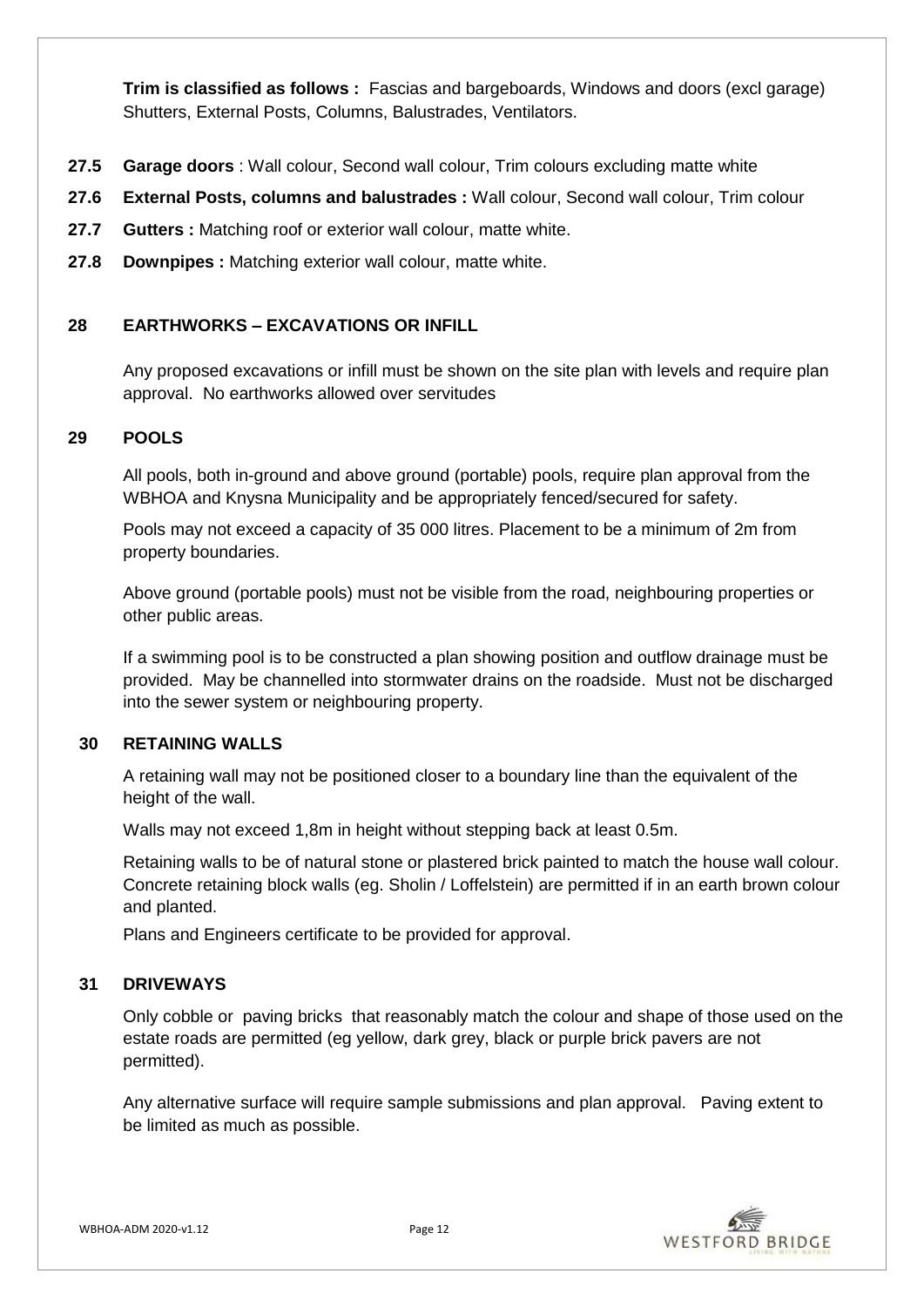**Trim is classified as follows :** Fascias and bargeboards, Windows and doors (excl garage) Shutters, External Posts, Columns, Balustrades, Ventilators.

**27.5 Garage doors** : Wall colour, Second wall colour, Trim colours excluding matte white

**27.6 External Posts, columns and balustrades :** Wall colour, Second wall colour, Trim colour

**27.7 Gutters :** Matching roof or exterior wall colour, matte white.

**27.8 Downpipes :** Matching exterior wall colour, matte white.

## 28 EARTHWORKS – EXCAVATIONS OR INFILL

Any proposed excavations or infill must be shown on the site plan with levels and require plan approval. No earthworks allowed over servitudes

## 29 POOLS

All pools, both in-ground and above ground (portable) pools, require plan approval from the WBHOA and Knysna Municipality and be appropriately fenced/secured for safety.

Pools may not exceed a capacity of 35 000 litres. Placement to be a minimum of 2m from property boundaries.

Above ground (portable pools) must not be visible from the road, neighbouring properties or other public areas.

If a swimming pool is to be constructed a plan showing position and outflow drainage must be provided. May be channelled into stormwater drains on the roadside. Must not be discharged into the sewer system or neighbouring property.

## 30 RETAINING WALLS

A retaining wall may not be positioned closer to a boundary line than the equivalent of the height of the wall.

Walls may not exceed 1,8m in height without stepping back at least 0.5m.

Retaining walls to be of natural stone or plastered brick painted to match the house wall colour. Concrete retaining block walls (eg. Sholin / Loffelstein) are permitted if in an earth brown colour and planted.

Plans and Engineers certificate to be provided for approval.

## 31 DRIVEWAYS

Only cobble or paving bricks that reasonably match the colour and shape of those used on the estate roads are permitted (eg yellow, dark grey, black or purple brick pavers are not permitted).

Any alternative surface will require sample submissions and plan approval. Paving extent to be limited as much as possible.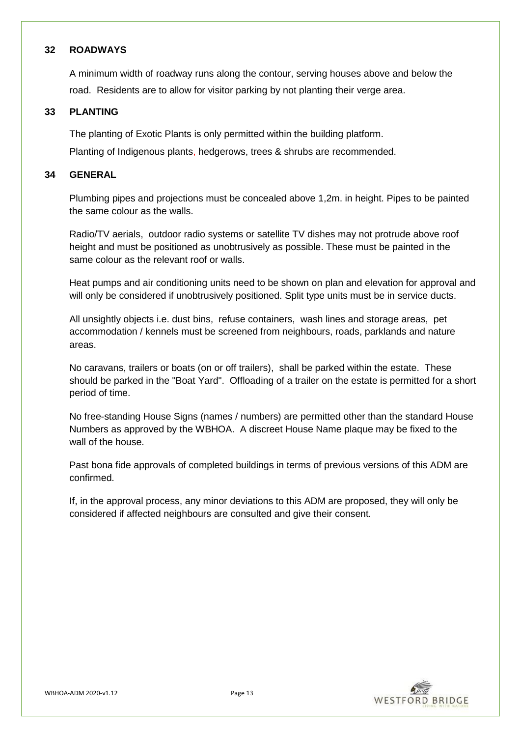## 32 ROADWAYS

A minimum width of roadway runs along the contour, serving houses above and below the road. Residents are to allow for visitor parking by not planting their verge area.

## 33 PLANTING

The planting of Exotic Plants is only permitted within the building platform.

Planting of Indigenous plants, hedgerows, trees & shrubs are recommended.

## 34 GENERAL

Plumbing pipes and projections must be concealed above 1,2m. in height. Pipes to be painted the same colour as the walls.

Radio/TV aerials, outdoor radio systems or satellite TV dishes may not protrude above roof height and must be positioned as unobtrusively as possible. These must be painted in the same colour as the relevant roof or walls.

Heat pumps and air conditioning units need to be shown on plan and elevation for approval and will only be considered if unobtrusively positioned. Split type units must be in service ducts.

All unsightly objects i.e. dust bins, refuse containers, wash lines and storage areas, pet accommodation / kennels must be screened from neighbours, roads, parklands and nature areas.

No caravans, trailers or boats (on or off trailers), shall be parked within the estate. These should be parked in the "Boat Yard". Offloading of a trailer on the estate is permitted for a short period of time.

No free-standing House Signs (names / numbers) are permitted other than the standard House Numbers as approved by the WBHOA. A discreet House Name plaque may be fixed to the wall of the house.

Past bona fide approvals of completed buildings in terms of previous versions of this ADM are confirmed.

If, in the approval process, any minor deviations to this ADM are proposed, they will only be considered if affected neighbours are consulted and give their consent.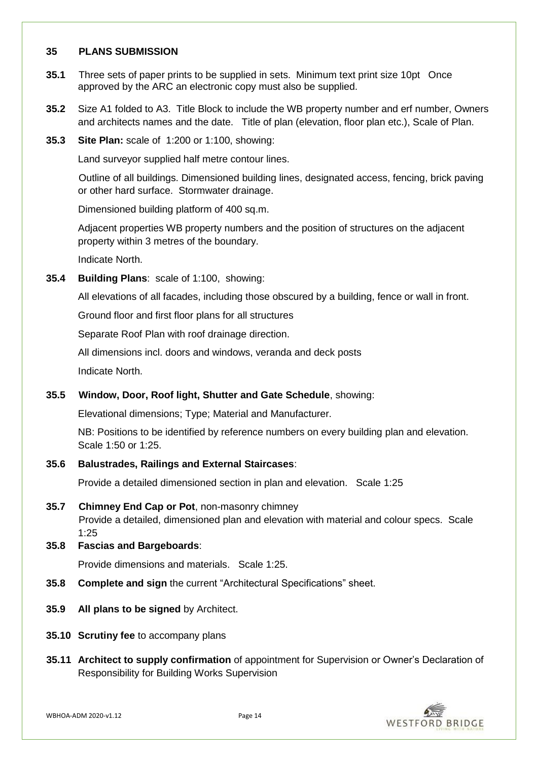## 35 PLANS SUBMISSION

**35.1** Three sets of paper prints to be supplied in sets. Minimum text print size 10pt Once approved by the ARC an electronic copy must also be supplied.

**35.2** Size A1 folded to A3. Title Block to include the WB property number and erf number, Owners and architects names and the date. Title of plan (elevation, floor plan etc.), Scale of Plan.

**35.3 Site Plan:** scale of 1:200 or 1:100, showing:

Land surveyor supplied half metre contour lines.

Outline of all buildings. Dimensioned building lines, designated access, fencing, brick paving or other hard surface. Stormwater drainage.

Dimensioned building platform of 400 sq.m.

Adjacent properties WB property numbers and the position of structures on the adjacent property within 3 metres of the boundary.

Indicate North.

**35.4 Building Plans**: scale of 1:100, showing:

All elevations of all facades, including those obscured by a building, fence or wall in front.

Ground floor and first floor plans for all structures

Separate Roof Plan with roof drainage direction.

All dimensions incl. doors and windows, veranda and deck posts

Indicate North.

**35.5 Window, Door, Roof light, Shutter and Gate Schedule**, showing:

Elevational dimensions; Type; Material and Manufacturer.

NB: Positions to be identified by reference numbers on every building plan and elevation. Scale 1:50 or 1:25.

**35.6 Balustrades, Railings and External Staircases**:

Provide a detailed dimensioned section in plan and elevation. Scale 1:25

**35.7 Chimney End Cap or Pot**, non-masonry chimney

Provide a detailed, dimensioned plan and elevation with material and colour specs. Scale 1:25

**35.8 Fascias and Bargeboards**:

Provide dimensions and materials. Scale 1:25.

**35.8 Complete and sign** the current "Architectural Specifications" sheet.

**35.9 All plans to be signed** by Architect.

**35.10 Scrutiny fee** to accompany plans

**35.11 Architect to supply confirmation** of appointment for Supervision or Owner's Declaration of Responsibility for Building Works Supervision